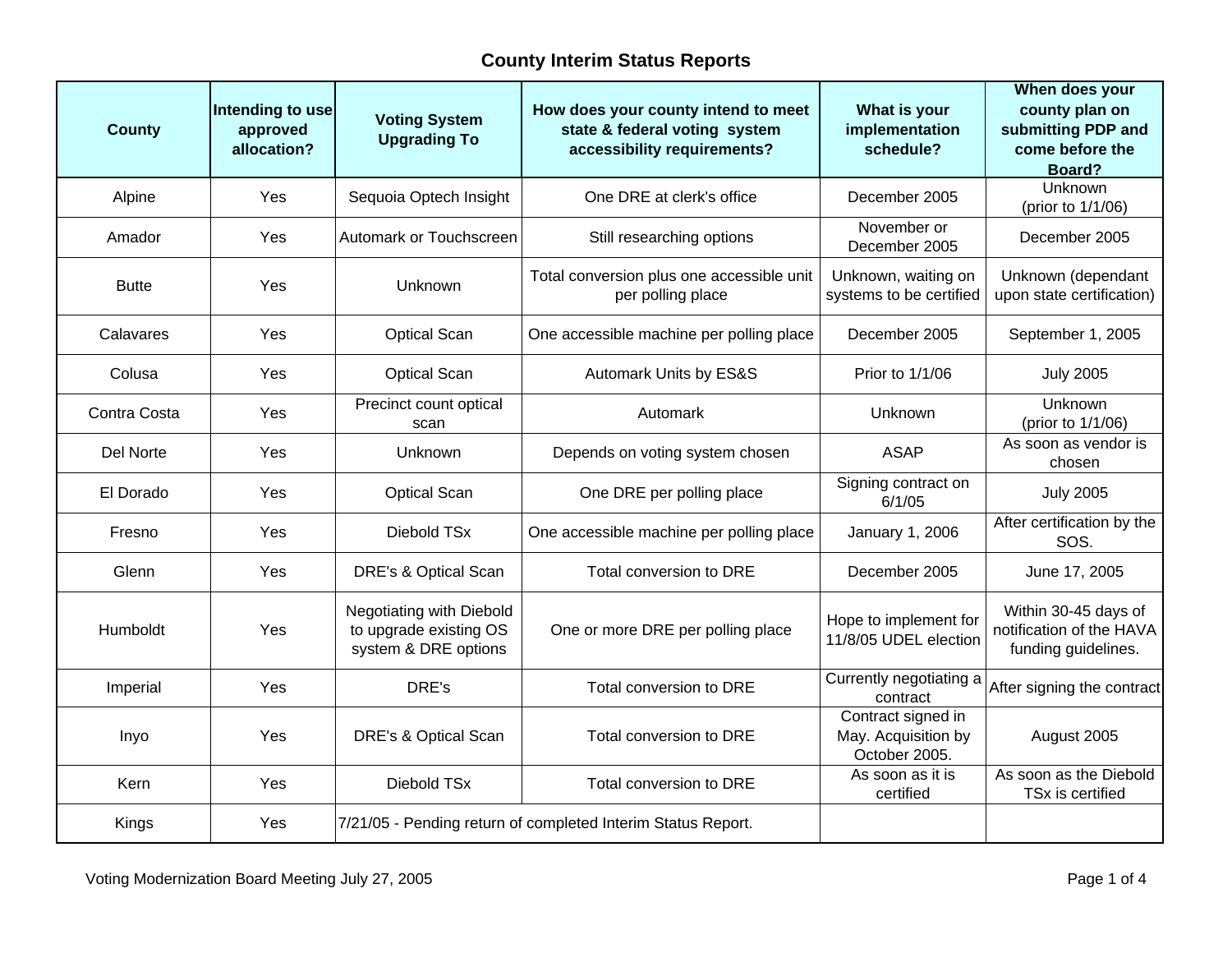## County Interim Status Reports

| County | Intending to use approved allocation? | Voting System Upgrading To | How does your county intend to meet state & federal voting system accessibility requirements? | What is your implementation schedule? | When does your county plan on submitting PDP and come before the Board? |
|---|---|---|---|---|---|
| Alpine | Yes | Sequoia Optech Insight | One DRE at clerk's office | December 2005 | Unknown (prior to 1/1/06) |
| Amador | Yes | Automark or Touchscreen | Still researching options | November or December 2005 | December 2005 |
| Butte | Yes | Unknown | Total conversion plus one accessible unit per polling place | Unknown, waiting on systems to be certified | Unknown (dependant upon state certification) |
| Calavares | Yes | Optical Scan | One accessible machine per polling place | December 2005 | September 1, 2005 |
| Colusa | Yes | Optical Scan | Automark Units by ES&S | Prior to 1/1/06 | July 2005 |
| Contra Costa | Yes | Precinct count optical scan | Automark | Unknown | Unknown (prior to 1/1/06) |
| Del Norte | Yes | Unknown | Depends on voting system chosen | ASAP | As soon as vendor is chosen |
| El Dorado | Yes | Optical Scan | One DRE per polling place | Signing contract on 6/1/05 | July 2005 |
| Fresno | Yes | Diebold TSx | One accessible machine per polling place | January 1, 2006 | After certification by the SOS. |
| Glenn | Yes | DRE's & Optical Scan | Total conversion to DRE | December 2005 | June 17, 2005 |
| Humboldt | Yes | Negotiating with Diebold to upgrade existing OS system & DRE options | One or more DRE per polling place | Hope to implement for 11/8/05 UDEL election | Within 30-45 days of notification of the HAVA funding guidelines. |
| Imperial | Yes | DRE's | Total conversion to DRE | Currently negotiating a contract | After signing the contract |
| Inyo | Yes | DRE's & Optical Scan | Total conversion to DRE | Contract signed in May. Acquisition by October 2005. | August 2005 |
| Kern | Yes | Diebold TSx | Total conversion to DRE | As soon as it is certified | As soon as the Diebold TSx is certified |
| Kings | Yes | 7/21/05 - Pending return of completed Interim Status Report. | | | |

Voting Modernization Board Meeting July 27, 2005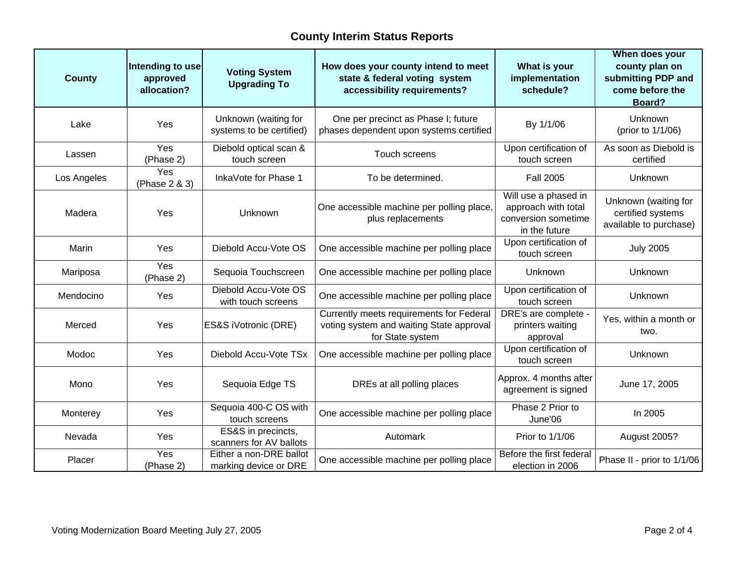## County Interim Status Reports

| County | Intending to use approved allocation? | Voting System Upgrading To | How does your county intend to meet state & federal voting system accessibility requirements? | What is your implementation schedule? | When does your county plan on submitting PDP and come before the Board? |
|---|---|---|---|---|---|
| Lake | Yes | Unknown (waiting for systems to be certified) | One per precinct as Phase I; future phases dependent upon systems certified | By 1/1/06 | Unknown (prior to 1/1/06) |
| Lassen | Yes (Phase 2) | Diebold optical scan & touch screen | Touch screens | Upon certification of touch screen | As soon as Diebold is certified |
| Los Angeles | Yes (Phase 2 & 3) | InkaVote for Phase 1 | To be determined. | Fall 2005 | Unknown |
| Madera | Yes | Unknown | One accessible machine per polling place, plus replacements | Will use a phased in approach with total conversion sometime in the future | Unknown (waiting for certified systems available to purchase) |
| Marin | Yes | Diebold Accu-Vote OS | One accessible machine per polling place | Upon certification of touch screen | July 2005 |
| Mariposa | Yes (Phase 2) | Sequoia Touchscreen | One accessible machine per polling place | Unknown | Unknown |
| Mendocino | Yes | Diebold Accu-Vote OS with touch screens | One accessible machine per polling place | Upon certification of touch screen | Unknown |
| Merced | Yes | ES&S iVotronic (DRE) | Currently meets requirements for Federal voting system and waiting State approval for State system | DRE's are complete - printers waiting approval | Yes, within a month or two. |
| Modoc | Yes | Diebold Accu-Vote TSx | One accessible machine per polling place | Upon certification of touch screen | Unknown |
| Mono | Yes | Sequoia Edge TS | DREs at all polling places | Approx. 4 months after agreement is signed | June 17, 2005 |
| Monterey | Yes | Sequoia 400-C OS with touch screens | One accessible machine per polling place | Phase 2 Prior to June'06 | In 2005 |
| Nevada | Yes | ES&S in precincts, scanners for AV ballots | Automark | Prior to 1/1/06 | August 2005? |
| Placer | Yes (Phase 2) | Either a non-DRE ballot marking device or DRE | One accessible machine per polling place | Before the first federal election in 2006 | Phase II - prior to 1/1/06 |

Voting Modernization Board Meeting July 27, 2005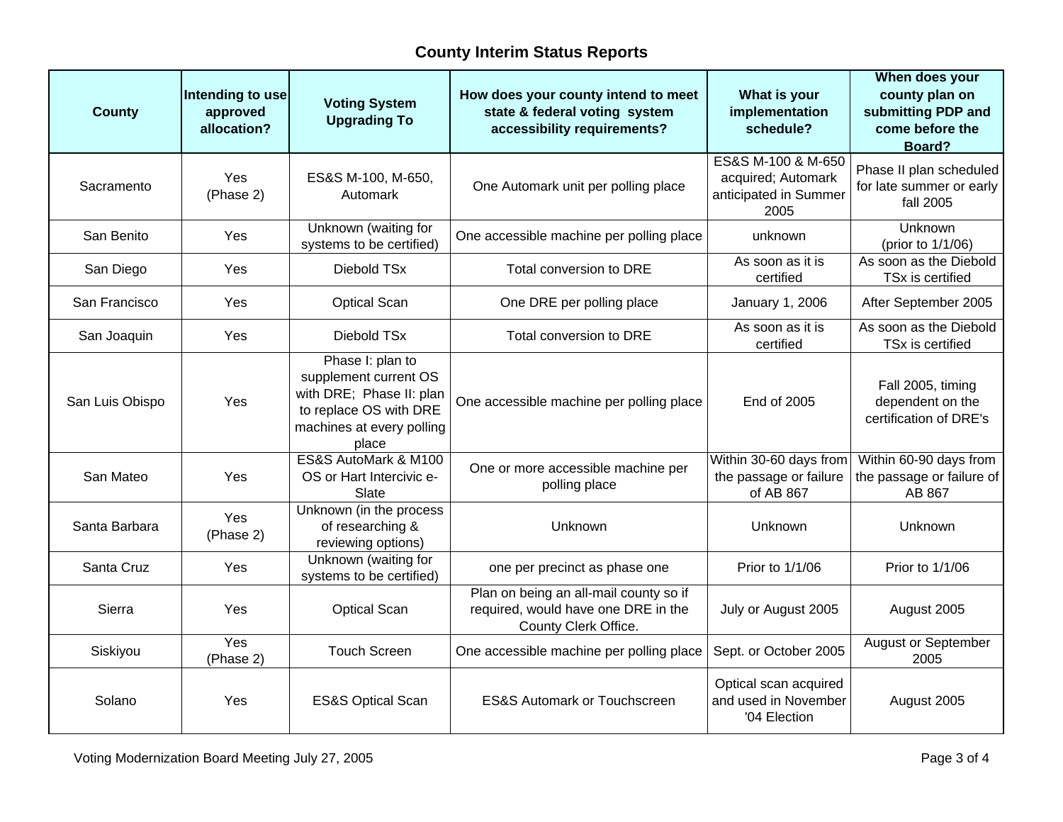# County Interim Status Reports

| County | Intending to use approved allocation? | Voting System Upgrading To | How does your county intend to meet state & federal voting system accessibility requirements? | What is your implementation schedule? | When does your county plan on submitting PDP and come before the Board? |
|---|---|---|---|---|---|
| Sacramento | Yes (Phase 2) | ES&S M-100, M-650, Automark | One Automark unit per polling place | ES&S M-100 & M-650 acquired; Automark anticipated in Summer 2005 | Phase II plan scheduled for late summer or early fall 2005 |
| San Benito | Yes | Unknown (waiting for systems to be certified) | One accessible machine per polling place | unknown | Unknown (prior to 1/1/06) |
| San Diego | Yes | Diebold TSx | Total conversion to DRE | As soon as it is certified | As soon as the Diebold TSx is certified |
| San Francisco | Yes | Optical Scan | One DRE per polling place | January 1, 2006 | After September 2005 |
| San Joaquin | Yes | Diebold TSx | Total conversion to DRE | As soon as it is certified | As soon as the Diebold TSx is certified |
| San Luis Obispo | Yes | Phase I: plan to supplement current OS with DRE; Phase II: plan to replace OS with DRE machines at every polling place | One accessible machine per polling place | End of 2005 | Fall 2005, timing dependent on the certification of DRE's |
| San Mateo | Yes | ES&S AutoMark & M100 OS or Hart Intercivic e-Slate | One or more accessible machine per polling place | Within 30-60 days from the passage or failure of AB 867 | Within 60-90 days from the passage or failure of AB 867 |
| Santa Barbara | Yes (Phase 2) | Unknown (in the process of researching & reviewing options) | Unknown | Unknown | Unknown |
| Santa Cruz | Yes | Unknown (waiting for systems to be certified) | one per precinct as phase one | Prior to 1/1/06 | Prior to 1/1/06 |
| Sierra | Yes | Optical Scan | Plan on being an all-mail county so if required, would have one DRE in the County Clerk Office. | July or August 2005 | August 2005 |
| Siskiyou | Yes (Phase 2) | Touch Screen | One accessible machine per polling place | Sept. or October 2005 | August or September 2005 |
| Solano | Yes | ES&S Optical Scan | ES&S Automark or Touchscreen | Optical scan acquired and used in November '04 Election | August 2005 |

Voting Modernization Board Meeting July 27, 2005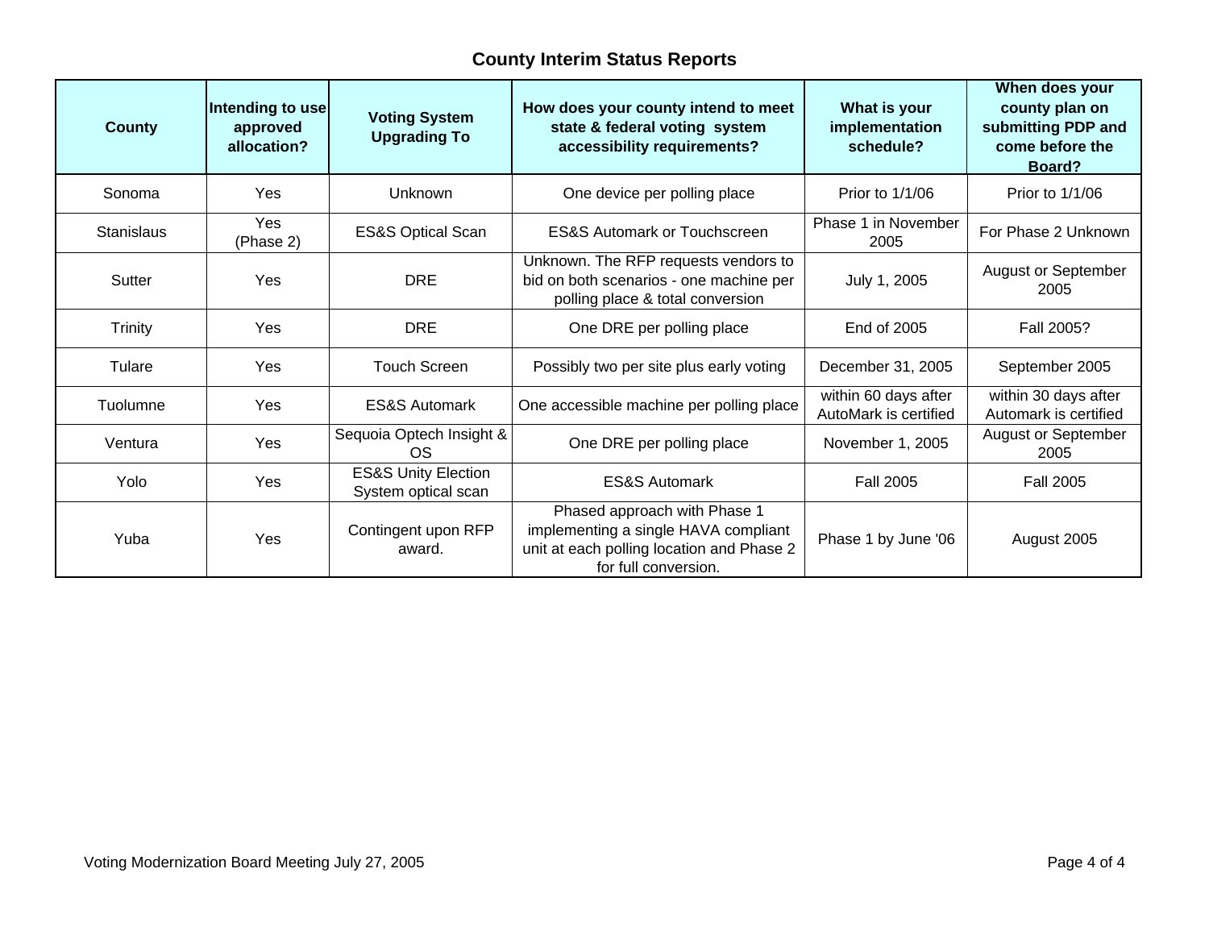## County Interim Status Reports

| County | Intending to use approved allocation? | Voting System Upgrading To | How does your county intend to meet state & federal voting system accessibility requirements? | What is your implementation schedule? | When does your county plan on submitting PDP and come before the Board? |
|---|---|---|---|---|---|
| Sonoma | Yes | Unknown | One device per polling place | Prior to 1/1/06 | Prior to 1/1/06 |
| Stanislaus | Yes (Phase 2) | ES&S Optical Scan | ES&S Automark or Touchscreen | Phase 1 in November 2005 | For Phase 2 Unknown |
| Sutter | Yes | DRE | Unknown. The RFP requests vendors to bid on both scenarios - one machine per polling place & total conversion | July 1, 2005 | August or September 2005 |
| Trinity | Yes | DRE | One DRE per polling place | End of 2005 | Fall 2005? |
| Tulare | Yes | Touch Screen | Possibly two per site plus early voting | December 31, 2005 | September 2005 |
| Tuolumne | Yes | ES&S Automark | One accessible machine per polling place | within 60 days after AutoMark is certified | within 30 days after Automark is certified |
| Ventura | Yes | Sequoia Optech Insight & OS | One DRE per polling place | November 1, 2005 | August or September 2005 |
| Yolo | Yes | ES&S Unity Election System optical scan | ES&S Automark | Fall 2005 | Fall 2005 |
| Yuba | Yes | Contingent upon RFP award. | Phased approach with Phase 1 implementing a single HAVA compliant unit at each polling location and Phase 2 for full conversion. | Phase 1 by June '06 | August 2005 |